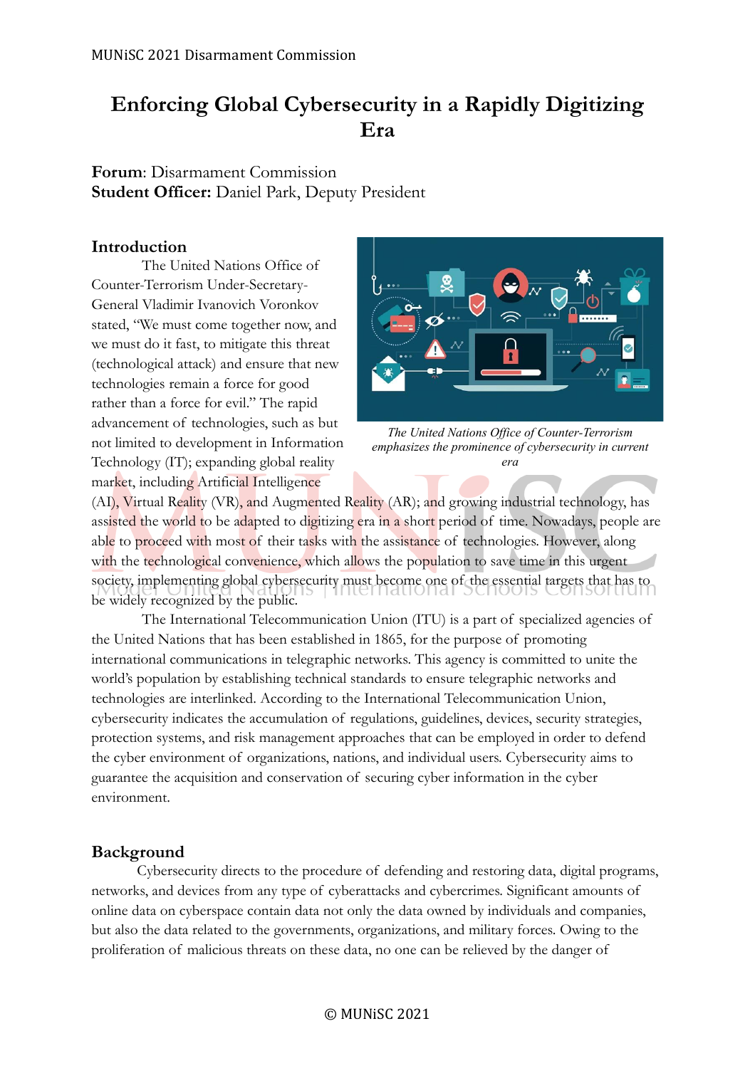# Enforcing Global Cybersecurity in a Rapidly Digitizing Era

**Forum**: Disarmament Commission
**Student Officer:** Daniel Park, Deputy President

## Introduction

The United Nations Office of Counter-Terrorism Under-Secretary-General Vladimir Ivanovich Voronkov stated, "We must come together now, and we must do it fast, to mitigate this threat (technological attack) and ensure that new technologies remain a force for good rather than a force for evil." The rapid advancement of technologies, such as but not limited to development in Information Technology (IT); expanding global reality market, including Artificial Intelligence (AI), Virtual Reality (VR), and Augmented Reality (AR); and growing industrial technology, has assisted the world to be adapted to digitizing era in a short period of time. Nowadays, people are able to proceed with most of their tasks with the assistance of technologies. However, along with the technological convenience, which allows the population to save time in this urgent society, implementing global cybersecurity must become one of the essential targets that has to be widely recognized by the public.

*The United Nations Office of Counter-Terrorism emphasizes the prominence of cybersecurity in current era*

The International Telecommunication Union (ITU) is a part of specialized agencies of the United Nations that has been established in 1865, for the purpose of promoting international communications in telegraphic networks. This agency is committed to unite the world's population by establishing technical standards to ensure telegraphic networks and technologies are interlinked. According to the International Telecommunication Union, cybersecurity indicates the accumulation of regulations, guidelines, devices, security strategies, protection systems, and risk management approaches that can be employed in order to defend the cyber environment of organizations, nations, and individual users. Cybersecurity aims to guarantee the acquisition and conservation of securing cyber information in the cyber environment.

## Background

Cybersecurity directs to the procedure of defending and restoring data, digital programs, networks, and devices from any type of cyberattacks and cybercrimes. Significant amounts of online data on cyberspace contain data not only the data owned by individuals and companies, but also the data related to the governments, organizations, and military forces. Owing to the proliferation of malicious threats on these data, no one can be relieved by the danger of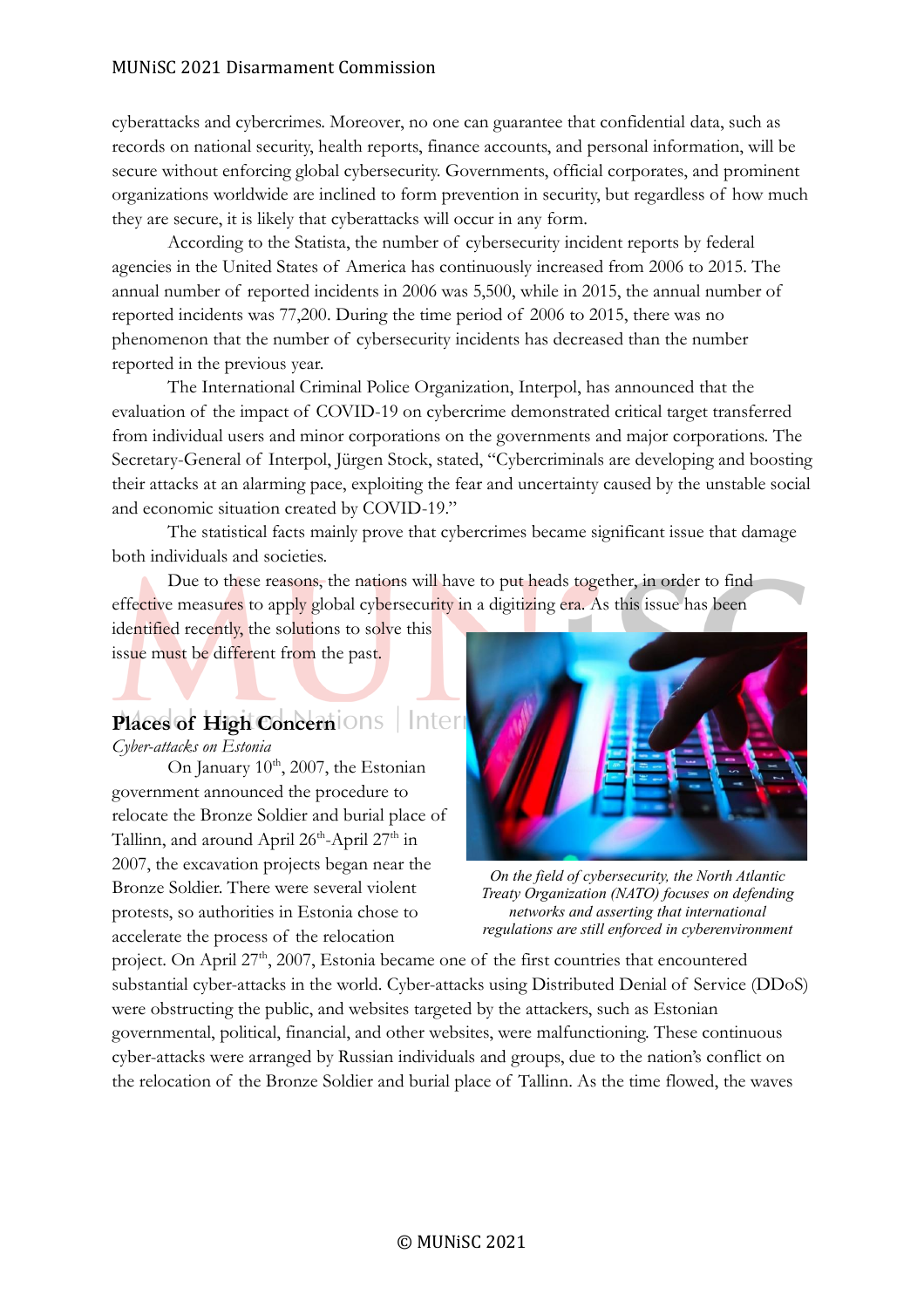cyberattacks and cybercrimes. Moreover, no one can guarantee that confidential data, such as records on national security, health reports, finance accounts, and personal information, will be secure without enforcing global cybersecurity. Governments, official corporates, and prominent organizations worldwide are inclined to form prevention in security, but regardless of how much they are secure, it is likely that cyberattacks will occur in any form.

According to the Statista, the number of cybersecurity incident reports by federal agencies in the United States of America has continuously increased from 2006 to 2015. The annual number of reported incidents in 2006 was 5,500, while in 2015, the annual number of reported incidents was 77,200. During the time period of 2006 to 2015, there was no phenomenon that the number of cybersecurity incidents has decreased than the number reported in the previous year.

The International Criminal Police Organization, Interpol, has announced that the evaluation of the impact of COVID-19 on cybercrime demonstrated critical target transferred from individual users and minor corporations on the governments and major corporations. The Secretary-General of Interpol, Jürgen Stock, stated, "Cybercriminals are developing and boosting their attacks at an alarming pace, exploiting the fear and uncertainty caused by the unstable social and economic situation created by COVID-19."

The statistical facts mainly prove that cybercrimes became significant issue that damage both individuals and societies.

Due to these reasons, the nations will have to put heads together, in order to find effective measures to apply global cybersecurity in a digitizing era. As this issue has been identified recently, the solutions to solve this issue must be different from the past.

## Places of High Concern

*Cyber-attacks on Estonia*

On January 10th, 2007, the Estonian government announced the procedure to relocate the Bronze Soldier and burial place of Tallinn, and around April 26th-April 27th in 2007, the excavation projects began near the Bronze Soldier. There were several violent protests, so authorities in Estonia chose to accelerate the process of the relocation project. On April 27th, 2007, Estonia became one of the first countries that encountered substantial cyber-attacks in the world. Cyber-attacks using Distributed Denial of Service (DDoS) were obstructing the public, and websites targeted by the attackers, such as Estonian governmental, political, financial, and other websites, were malfunctioning. These continuous cyber-attacks were arranged by Russian individuals and groups, due to the nation's conflict on the relocation of the Bronze Soldier and burial place of Tallinn. As the time flowed, the waves

*On the field of cybersecurity, the North Atlantic Treaty Organization (NATO) focuses on defending networks and asserting that international regulations are still enforced in cyberenvironment*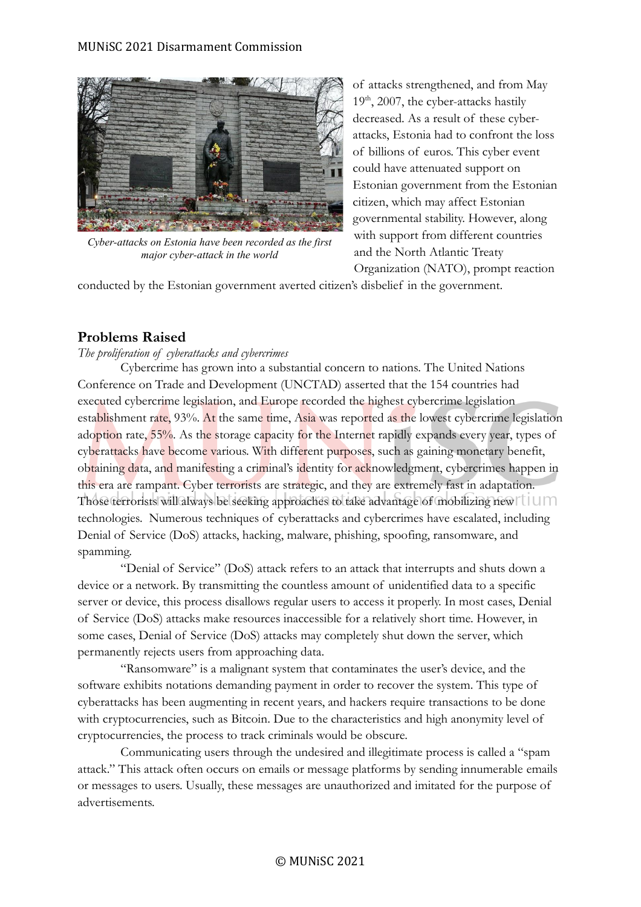*Cyber-attacks on Estonia have been recorded as the first major cyber-attack in the world*

of attacks strengthened, and from May 19th, 2007, the cyber-attacks hastily decreased. As a result of these cyber-attacks, Estonia had to confront the loss of billions of euros. This cyber event could have attenuated support on Estonian government from the Estonian citizen, which may affect Estonian governmental stability. However, along with support from different countries and the North Atlantic Treaty Organization (NATO), prompt reaction conducted by the Estonian government averted citizen's disbelief in the government.

## Problems Raised

*The proliferation of cyberattacks and cybercrimes*

Cybercrime has grown into a substantial concern to nations. The United Nations Conference on Trade and Development (UNCTAD) asserted that the 154 countries had executed cybercrime legislation, and Europe recorded the highest cybercrime legislation establishment rate, 93%. At the same time, Asia was reported as the lowest cybercrime legislation adoption rate, 55%. As the storage capacity for the Internet rapidly expands every year, types of cyberattacks have become various. With different purposes, such as gaining monetary benefit, obtaining data, and manifesting a criminal's identity for acknowledgment, cybercrimes happen in this era are rampant. Cyber terrorists are strategic, and they are extremely fast in adaptation. Those terrorists will always be seeking approaches to take advantage of mobilizing new technologies. Numerous techniques of cyberattacks and cybercrimes have escalated, including Denial of Service (DoS) attacks, hacking, malware, phishing, spoofing, ransomware, and spamming.

"Denial of Service" (DoS) attack refers to an attack that interrupts and shuts down a device or a network. By transmitting the countless amount of unidentified data to a specific server or device, this process disallows regular users to access it properly. In most cases, Denial of Service (DoS) attacks make resources inaccessible for a relatively short time. However, in some cases, Denial of Service (DoS) attacks may completely shut down the server, which permanently rejects users from approaching data.

"Ransomware" is a malignant system that contaminates the user's device, and the software exhibits notations demanding payment in order to recover the system. This type of cyberattacks has been augmenting in recent years, and hackers require transactions to be done with cryptocurrencies, such as Bitcoin. Due to the characteristics and high anonymity level of cryptocurrencies, the process to track criminals would be obscure.

Communicating users through the undesired and illegitimate process is called a "spam attack." This attack often occurs on emails or message platforms by sending innumerable emails or messages to users. Usually, these messages are unauthorized and imitated for the purpose of advertisements.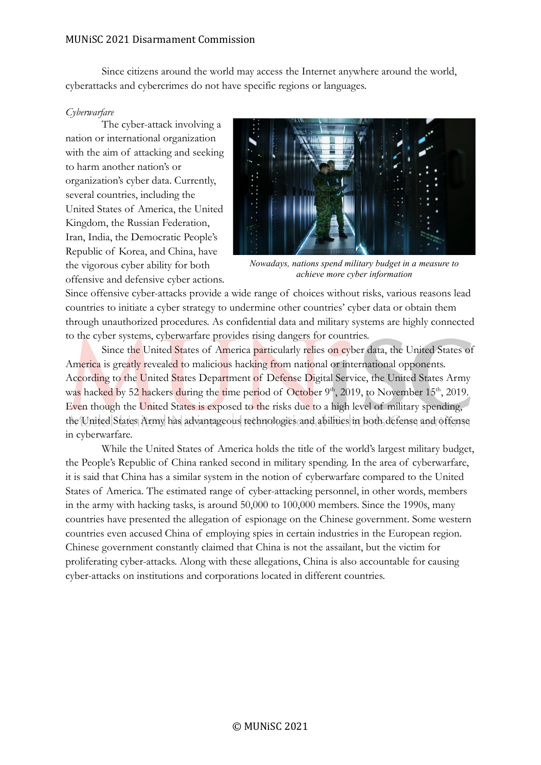Since citizens around the world may access the Internet anywhere around the world, cyberattacks and cybercrimes do not have specific regions or languages.

*Cyberwarfare*

The cyber-attack involving a nation or international organization with the aim of attacking and seeking to harm another nation's or organization's cyber data. Currently, several countries, including the United States of America, the United Kingdom, the Russian Federation, Iran, India, the Democratic People's Republic of Korea, and China, have the vigorous cyber ability for both offensive and defensive cyber actions. Since offensive cyber-attacks provide a wide range of choices without risks, various reasons lead countries to initiate a cyber strategy to undermine other countries' cyber data or obtain them through unauthorized procedures. As confidential data and military systems are highly connected to the cyber systems, cyberwarfare provides rising dangers for countries.

*Nowadays, nations spend military budget in a measure to achieve more cyber information*

Since the United States of America particularly relies on cyber data, the United States of America is greatly revealed to malicious hacking from national or international opponents. According to the United States Department of Defense Digital Service, the United States Army was hacked by 52 hackers during the time period of October 9th, 2019, to November 15th, 2019. Even though the United States is exposed to the risks due to a high level of military spending, the United States Army has advantageous technologies and abilities in both defense and offense in cyberwarfare.

While the United States of America holds the title of the world's largest military budget, the People's Republic of China ranked second in military spending. In the area of cyberwarfare, it is said that China has a similar system in the notion of cyberwarfare compared to the United States of America. The estimated range of cyber-attacking personnel, in other words, members in the army with hacking tasks, is around 50,000 to 100,000 members. Since the 1990s, many countries have presented the allegation of espionage on the Chinese government. Some western countries even accused China of employing spies in certain industries in the European region. Chinese government constantly claimed that China is not the assailant, but the victim for proliferating cyber-attacks. Along with these allegations, China is also accountable for causing cyber-attacks on institutions and corporations located in different countries.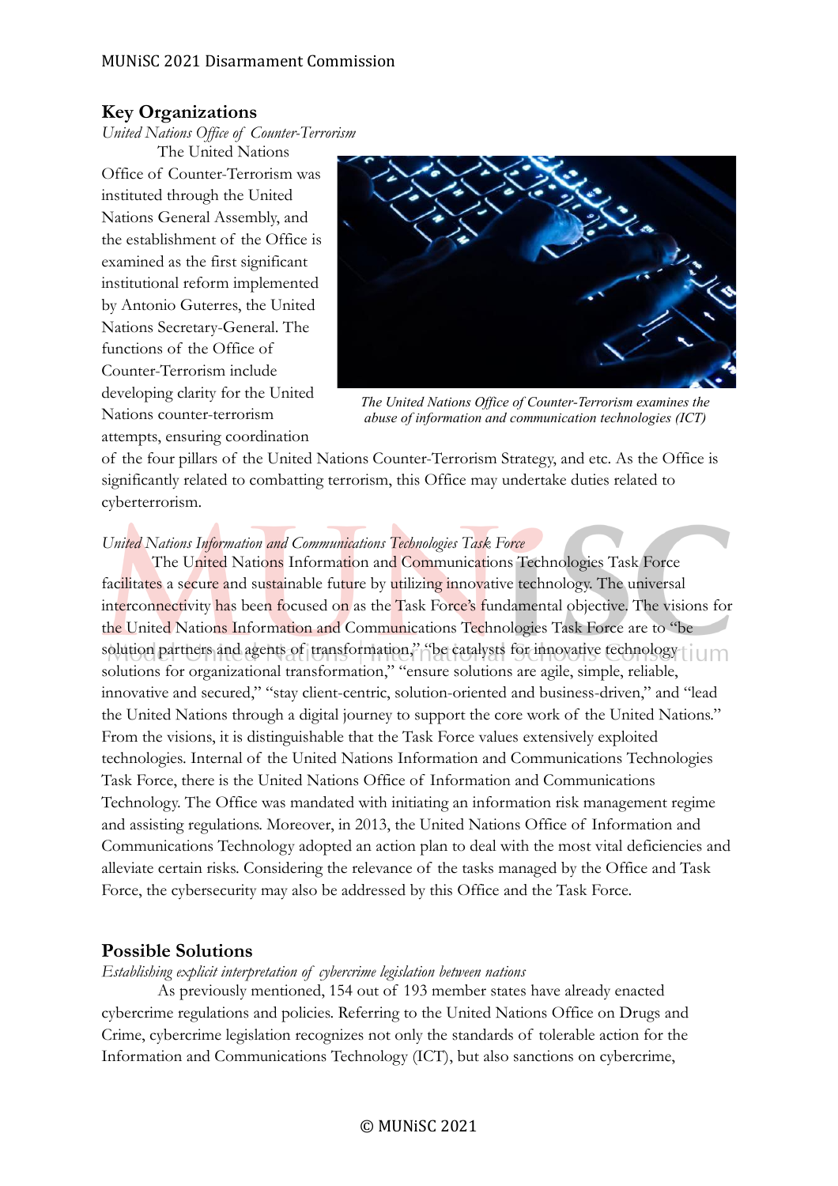## Key Organizations

*United Nations Office of Counter-Terrorism*

The United Nations Office of Counter-Terrorism was instituted through the United Nations General Assembly, and the establishment of the Office is examined as the first significant institutional reform implemented by Antonio Guterres, the United Nations Secretary-General. The functions of the Office of Counter-Terrorism include developing clarity for the United Nations counter-terrorism attempts, ensuring coordination of the four pillars of the United Nations Counter-Terrorism Strategy, and etc. As the Office is significantly related to combatting terrorism, this Office may undertake duties related to cyberterrorism.

*The United Nations Office of Counter-Terrorism examines the abuse of information and communication technologies (ICT)*

*United Nations Information and Communications Technologies Task Force*

The United Nations Information and Communications Technologies Task Force facilitates a secure and sustainable future by utilizing innovative technology. The universal interconnectivity has been focused on as the Task Force's fundamental objective. The visions for the United Nations Information and Communications Technologies Task Force are to "be solution partners and agents of transformation," "be catalysts for innovative technology solutions for organizational transformation," "ensure solutions are agile, simple, reliable, innovative and secured," "stay client-centric, solution-oriented and business-driven," and "lead the United Nations through a digital journey to support the core work of the United Nations." From the visions, it is distinguishable that the Task Force values extensively exploited technologies. Internal of the United Nations Information and Communications Technologies Task Force, there is the United Nations Office of Information and Communications Technology. The Office was mandated with initiating an information risk management regime and assisting regulations. Moreover, in 2013, the United Nations Office of Information and Communications Technology adopted an action plan to deal with the most vital deficiencies and alleviate certain risks. Considering the relevance of the tasks managed by the Office and Task Force, the cybersecurity may also be addressed by this Office and the Task Force.

## Possible Solutions

*Establishing explicit interpretation of cybercrime legislation between nations*

As previously mentioned, 154 out of 193 member states have already enacted cybercrime regulations and policies. Referring to the United Nations Office on Drugs and Crime, cybercrime legislation recognizes not only the standards of tolerable action for the Information and Communications Technology (ICT), but also sanctions on cybercrime,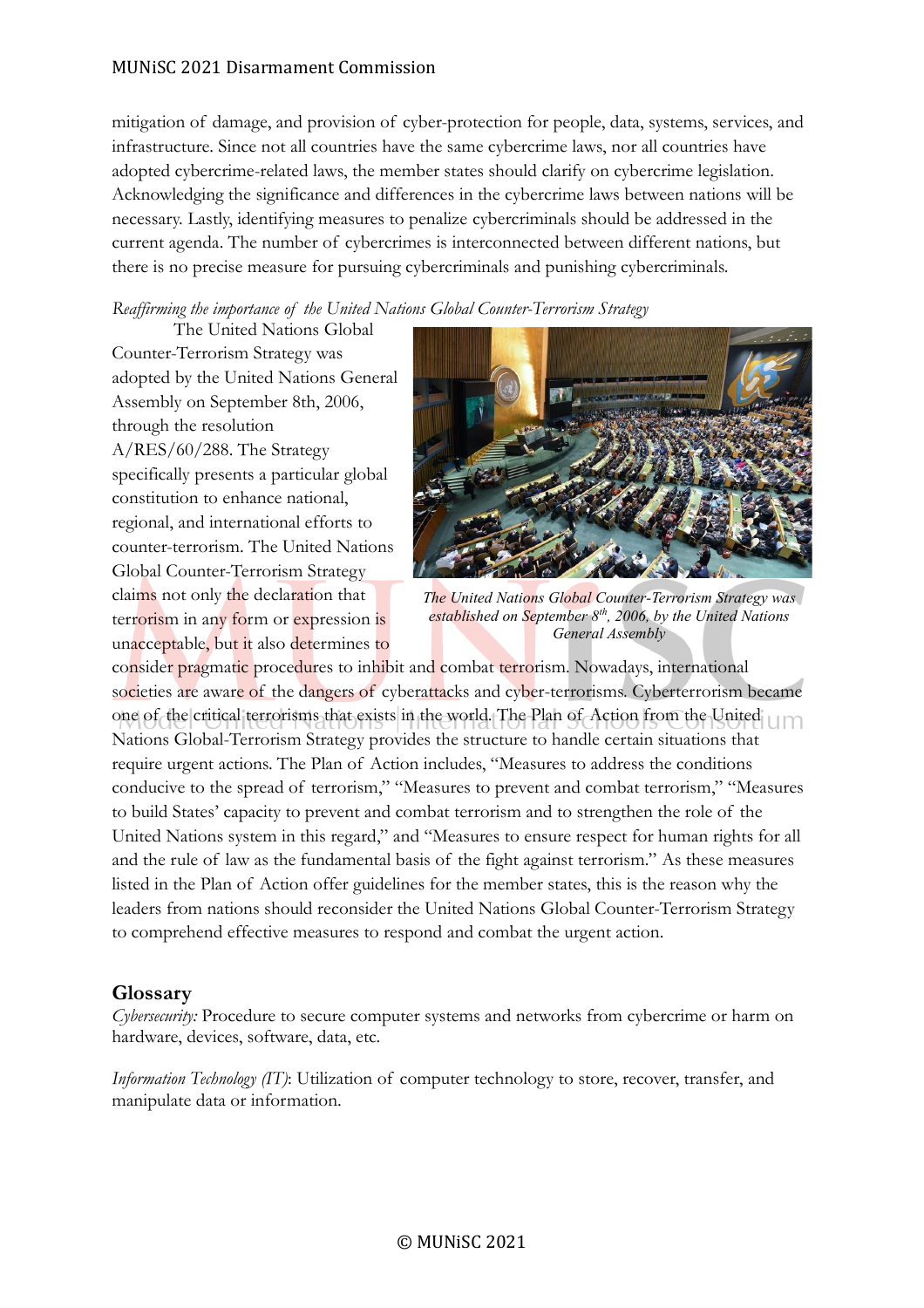mitigation of damage, and provision of cyber-protection for people, data, systems, services, and infrastructure. Since not all countries have the same cybercrime laws, nor all countries have adopted cybercrime-related laws, the member states should clarify on cybercrime legislation. Acknowledging the significance and differences in the cybercrime laws between nations will be necessary. Lastly, identifying measures to penalize cybercriminals should be addressed in the current agenda. The number of cybercrimes is interconnected between different nations, but there is no precise measure for pursuing cybercriminals and punishing cybercriminals.

*Reaffirming the importance of the United Nations Global Counter-Terrorism Strategy*

The United Nations Global Counter-Terrorism Strategy was adopted by the United Nations General Assembly on September 8th, 2006, through the resolution A/RES/60/288. The Strategy specifically presents a particular global constitution to enhance national, regional, and international efforts to counter-terrorism. The United Nations Global Counter-Terrorism Strategy claims not only the declaration that terrorism in any form or expression is unacceptable, but it also determines to consider pragmatic procedures to inhibit and combat terrorism. Nowadays, international societies are aware of the dangers of cyberattacks and cyber-terrorisms. Cyberterrorism became one of the critical terrorisms that exists in the world. The Plan of Action from the United Nations Global-Terrorism Strategy provides the structure to handle certain situations that require urgent actions. The Plan of Action includes, "Measures to address the conditions conducive to the spread of terrorism," "Measures to prevent and combat terrorism," "Measures to build States' capacity to prevent and combat terrorism and to strengthen the role of the United Nations system in this regard," and "Measures to ensure respect for human rights for all and the rule of law as the fundamental basis of the fight against terrorism." As these measures listed in the Plan of Action offer guidelines for the member states, this is the reason why the leaders from nations should reconsider the United Nations Global Counter-Terrorism Strategy to comprehend effective measures to respond and combat the urgent action.

*The United Nations Global Counter-Terrorism Strategy was established on September 8th, 2006, by the United Nations General Assembly*

## Glossary

*Cybersecurity:* Procedure to secure computer systems and networks from cybercrime or harm on hardware, devices, software, data, etc.

*Information Technology (IT)*: Utilization of computer technology to store, recover, transfer, and manipulate data or information.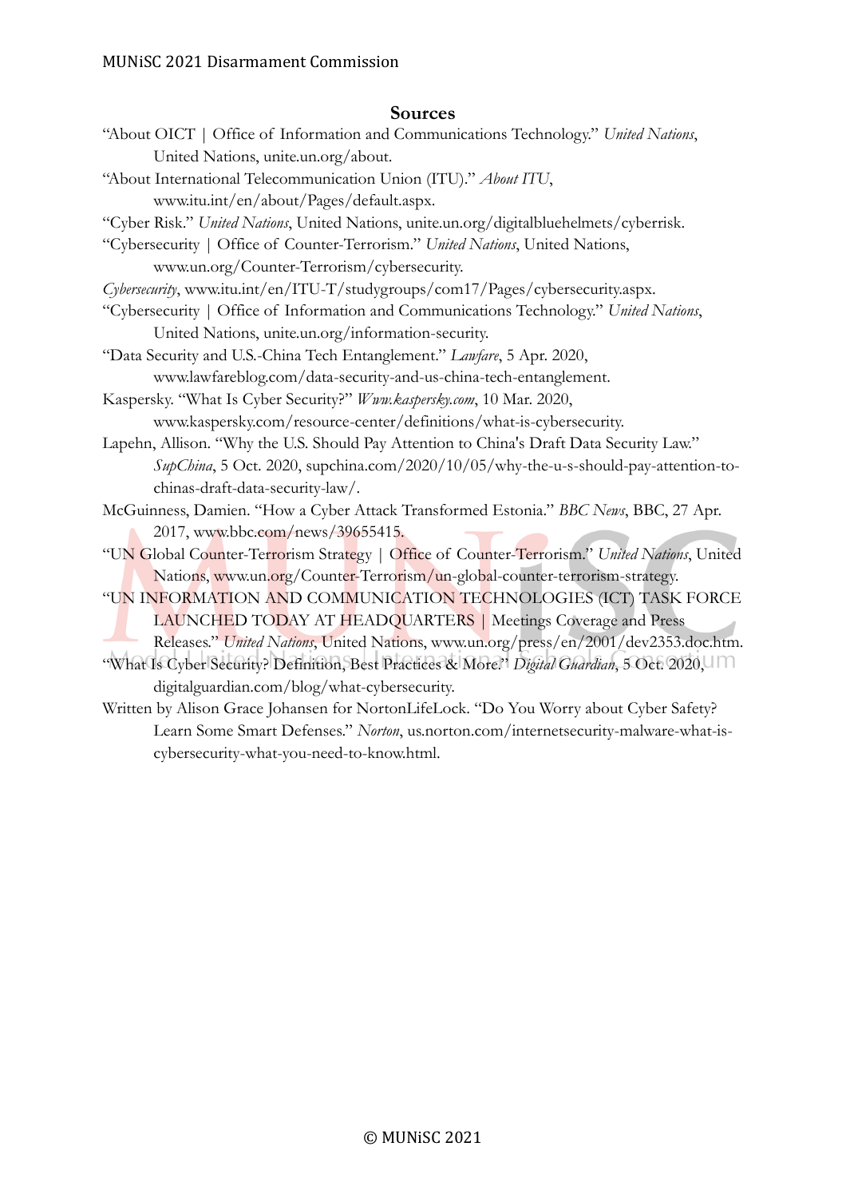## Sources

"About OICT | Office of Information and Communications Technology." *United Nations*, United Nations, unite.un.org/about.

"About International Telecommunication Union (ITU)." *About ITU*, www.itu.int/en/about/Pages/default.aspx.

"Cyber Risk." *United Nations*, United Nations, unite.un.org/digitalbluehelmets/cyberrisk.

"Cybersecurity | Office of Counter-Terrorism." *United Nations*, United Nations, www.un.org/Counter-Terrorism/cybersecurity.

*Cybersecurity*, www.itu.int/en/ITU-T/studygroups/com17/Pages/cybersecurity.aspx.

"Cybersecurity | Office of Information and Communications Technology." *United Nations*, United Nations, unite.un.org/information-security.

"Data Security and U.S.-China Tech Entanglement." *Lawfare*, 5 Apr. 2020, www.lawfareblog.com/data-security-and-us-china-tech-entanglement.

Kaspersky. "What Is Cyber Security?" *Www.kaspersky.com*, 10 Mar. 2020, www.kaspersky.com/resource-center/definitions/what-is-cybersecurity.

Lapehn, Allison. "Why the U.S. Should Pay Attention to China's Draft Data Security Law." *SupChina*, 5 Oct. 2020, supchina.com/2020/10/05/why-the-u-s-should-pay-attention-to-chinas-draft-data-security-law/.

McGuinness, Damien. "How a Cyber Attack Transformed Estonia." *BBC News*, BBC, 27 Apr. 2017, www.bbc.com/news/39655415.

"UN Global Counter-Terrorism Strategy | Office of Counter-Terrorism." *United Nations*, United Nations, www.un.org/Counter-Terrorism/un-global-counter-terrorism-strategy.

"UN INFORMATION AND COMMUNICATION TECHNOLOGIES (ICT) TASK FORCE LAUNCHED TODAY AT HEADQUARTERS | Meetings Coverage and Press Releases." *United Nations*, United Nations, www.un.org/press/en/2001/dev2353.doc.htm.

"What Is Cyber Security? Definition, Best Practices & More." *Digital Guardian*, 5 Oct. 2020, digitalguardian.com/blog/what-cybersecurity.

Written by Alison Grace Johansen for NortonLifeLock. "Do You Worry about Cyber Safety? Learn Some Smart Defenses." *Norton*, us.norton.com/internetsecurity-malware-what-is-cybersecurity-what-you-need-to-know.html.